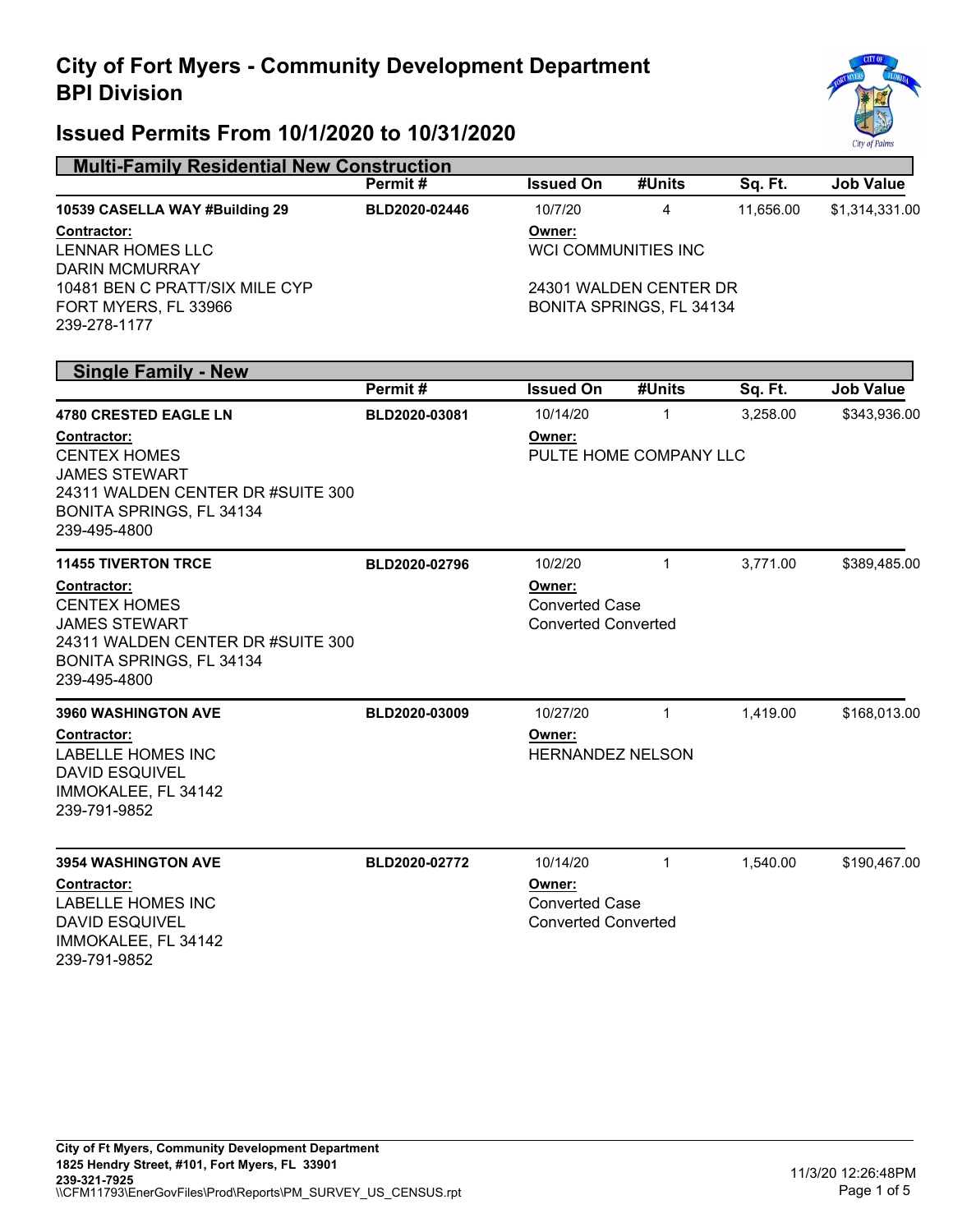# City of Fort Myers - Community Development Department
# BPI Division

## Issued Permits From 10/1/2020 to 10/31/2020

### Multi-Family Residential New Construction

| | Permit # | Issued On | #Units | Sq. Ft. | Job Value |
|---|---|---|---|---|---|
| **10539 CASELLA WAY #Building 29** | BLD2020-02446 | 10/7/20 | 4 | 11,656.00 | $1,314,331.00 |

**Contractor:**
LENNAR HOMES LLC
DARIN MCMURRAY
10481 BEN C PRATT/SIX MILE CYP
FORT MYERS, FL 33966
239-278-1177

**Owner:**
WCI COMMUNITIES INC

24301 WALDEN CENTER DR
BONITA SPRINGS, FL 34134

### Single Family - New

| | Permit # | Issued On | #Units | Sq. Ft. | Job Value |
|---|---|---|---|---|---|
| **4780 CRESTED EAGLE LN** | BLD2020-03081 | 10/14/20 | 1 | 3,258.00 | $343,936.00 |

**Contractor:**
CENTEX HOMES
JAMES STEWART
24311 WALDEN CENTER DR #SUITE 300
BONITA SPRINGS, FL 34134
239-495-4800

**Owner:**
PULTE HOME COMPANY LLC

| | Permit # | Issued On | #Units | Sq. Ft. | Job Value |
|---|---|---|---|---|---|
| **11455 TIVERTON TRCE** | BLD2020-02796 | 10/2/20 | 1 | 3,771.00 | $389,485.00 |

**Contractor:**
CENTEX HOMES
JAMES STEWART
24311 WALDEN CENTER DR #SUITE 300
BONITA SPRINGS, FL 34134
239-495-4800

**Owner:**
Converted Case
Converted Converted

| | Permit # | Issued On | #Units | Sq. Ft. | Job Value |
|---|---|---|---|---|---|
| **3960 WASHINGTON AVE** | BLD2020-03009 | 10/27/20 | 1 | 1,419.00 | $168,013.00 |

**Contractor:**
LABELLE HOMES INC
DAVID ESQUIVEL
IMMOKALEE, FL 34142
239-791-9852

**Owner:**
HERNANDEZ NELSON

| | Permit # | Issued On | #Units | Sq. Ft. | Job Value |
|---|---|---|---|---|---|
| **3954 WASHINGTON AVE** | BLD2020-02772 | 10/14/20 | 1 | 1,540.00 | $190,467.00 |

**Contractor:**
LABELLE HOMES INC
DAVID ESQUIVEL
IMMOKALEE, FL 34142
239-791-9852

**Owner:**
Converted Case
Converted Converted

**City of Ft Myers, Community Development Department**
**1825 Hendry Street, #101, Fort Myers, FL 33901**
**239-321-7925**
\\CFM11793\EnerGovFiles\Prod\Reports\PM_SURVEY_US_CENSUS.rpt

11/3/20 12:26:48PM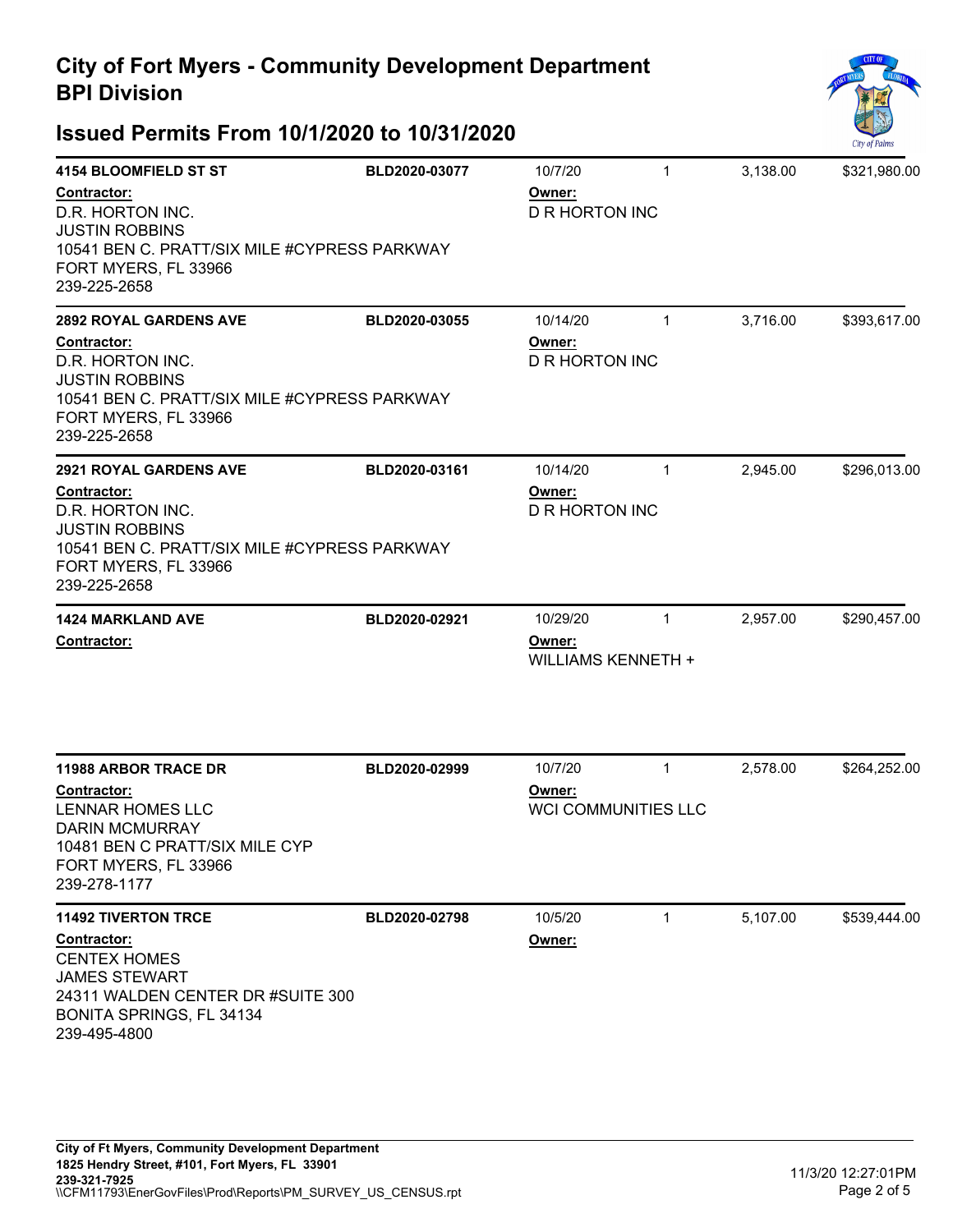# City of Fort Myers - Community Development Department
## BPI Division

## Issued Permits From 10/1/2020 to 10/31/2020

**4154 BLOOMFIELD ST ST** | **BLD2020-03077** | 10/7/20 | 1 | 3,138.00 | $321,980.00

**Contractor:**
D.R. HORTON INC.
JUSTIN ROBBINS
10541 BEN C. PRATT/SIX MILE #CYPRESS PARKWAY
FORT MYERS, FL 33966
239-225-2658

**Owner:**
D R HORTON INC

---

**2892 ROYAL GARDENS AVE** | **BLD2020-03055** | 10/14/20 | 1 | 3,716.00 | $393,617.00

**Contractor:**
D.R. HORTON INC.
JUSTIN ROBBINS
10541 BEN C. PRATT/SIX MILE #CYPRESS PARKWAY
FORT MYERS, FL 33966
239-225-2658

**Owner:**
D R HORTON INC

---

**2921 ROYAL GARDENS AVE** | **BLD2020-03161** | 10/14/20 | 1 | 2,945.00 | $296,013.00

**Contractor:**
D.R. HORTON INC.
JUSTIN ROBBINS
10541 BEN C. PRATT/SIX MILE #CYPRESS PARKWAY
FORT MYERS, FL 33966
239-225-2658

**Owner:**
D R HORTON INC

---

**1424 MARKLAND AVE** | **BLD2020-02921** | 10/29/20 | 1 | 2,957.00 | $290,457.00

**Contractor:**

**Owner:**
WILLIAMS KENNETH +

---

**11988 ARBOR TRACE DR** | **BLD2020-02999** | 10/7/20 | 1 | 2,578.00 | $264,252.00

**Contractor:**
LENNAR HOMES LLC
DARIN MCMURRAY
10481 BEN C PRATT/SIX MILE CYP
FORT MYERS, FL 33966
239-278-1177

**Owner:**
WCI COMMUNITIES LLC

---

**11492 TIVERTON TRCE** | **BLD2020-02798** | 10/5/20 | 1 | 5,107.00 | $539,444.00

**Contractor:**
CENTEX HOMES
JAMES STEWART
24311 WALDEN CENTER DR #SUITE 300
BONITA SPRINGS, FL 34134
239-495-4800

**Owner:**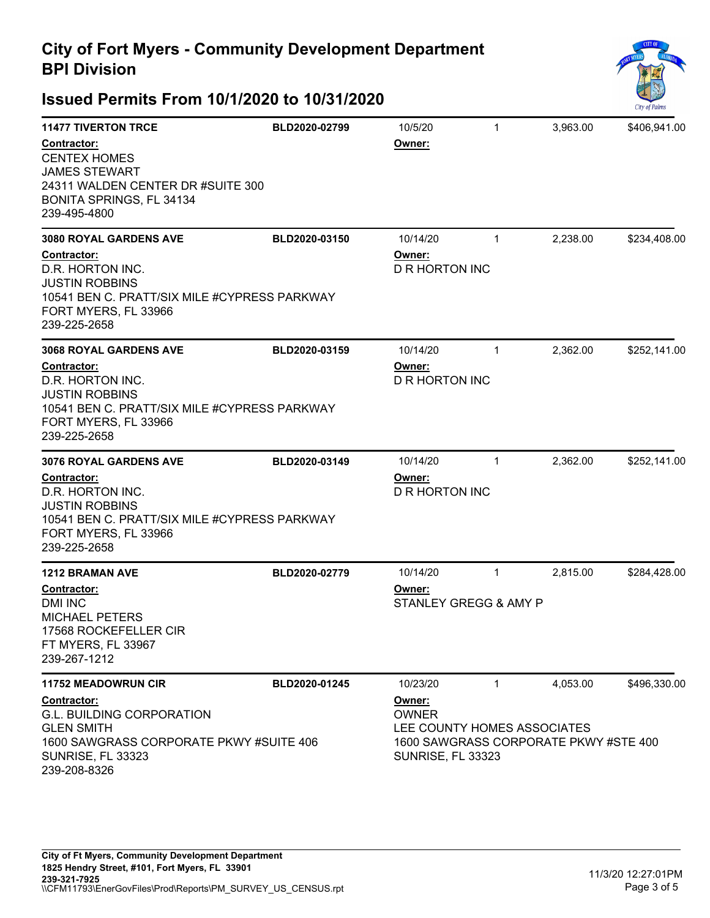## City of Fort Myers - Community Development Department
## BPI Division

## Issued Permits From 10/1/2020 to 10/31/2020

| Address / Contractor | Permit # | Issue Date / Owner | Units | Sq Ft | Value |
|---|---|---|---|---|---|
| **11477 TIVERTON TRCE**<br>**Contractor:**<br>CENTEX HOMES<br>JAMES STEWART<br>24311 WALDEN CENTER DR #SUITE 300<br>BONITA SPRINGS, FL 34134<br>239-495-4800 | BLD2020-02799 | 10/5/20<br>**Owner:** | 1 | 3,963.00 | $406,941.00 |
| **3080 ROYAL GARDENS AVE**<br>**Contractor:**<br>D.R. HORTON INC.<br>JUSTIN ROBBINS<br>10541 BEN C. PRATT/SIX MILE #CYPRESS PARKWAY<br>FORT MYERS, FL 33966<br>239-225-2658 | BLD2020-03150 | 10/14/20<br>**Owner:**<br>D R HORTON INC | 1 | 2,238.00 | $234,408.00 |
| **3068 ROYAL GARDENS AVE**<br>**Contractor:**<br>D.R. HORTON INC.<br>JUSTIN ROBBINS<br>10541 BEN C. PRATT/SIX MILE #CYPRESS PARKWAY<br>FORT MYERS, FL 33966<br>239-225-2658 | BLD2020-03159 | 10/14/20<br>**Owner:**<br>D R HORTON INC | 1 | 2,362.00 | $252,141.00 |
| **3076 ROYAL GARDENS AVE**<br>**Contractor:**<br>D.R. HORTON INC.<br>JUSTIN ROBBINS<br>10541 BEN C. PRATT/SIX MILE #CYPRESS PARKWAY<br>FORT MYERS, FL 33966<br>239-225-2658 | BLD2020-03149 | 10/14/20<br>**Owner:**<br>D R HORTON INC | 1 | 2,362.00 | $252,141.00 |
| **1212 BRAMAN AVE**<br>**Contractor:**<br>DMI INC<br>MICHAEL PETERS<br>17568 ROCKEFELLER CIR<br>FT MYERS, FL 33967<br>239-267-1212 | BLD2020-02779 | 10/14/20<br>**Owner:**<br>STANLEY GREGG & AMY P | 1 | 2,815.00 | $284,428.00 |
| **11752 MEADOWRUN CIR**<br>**Contractor:**<br>G.L. BUILDING CORPORATION<br>GLEN SMITH<br>1600 SAWGRASS CORPORATE PKWY #SUITE 406<br>SUNRISE, FL 33323<br>239-208-8326 | BLD2020-01245 | 10/23/20<br>**Owner:**<br>OWNER<br>LEE COUNTY HOMES ASSOCIATES<br>1600 SAWGRASS CORPORATE PKWY #STE 400<br>SUNRISE, FL 33323 | 1 | 4,053.00 | $496,330.00 |

**City of Ft Myers, Community Development Department**
**1825 Hendry Street, #101, Fort Myers, FL 33901**
**239-321-7925**
\\CFM11793\EnerGovFiles\Prod\Reports\PM_SURVEY_US_CENSUS.rpt

11/3/20 12:27:01PM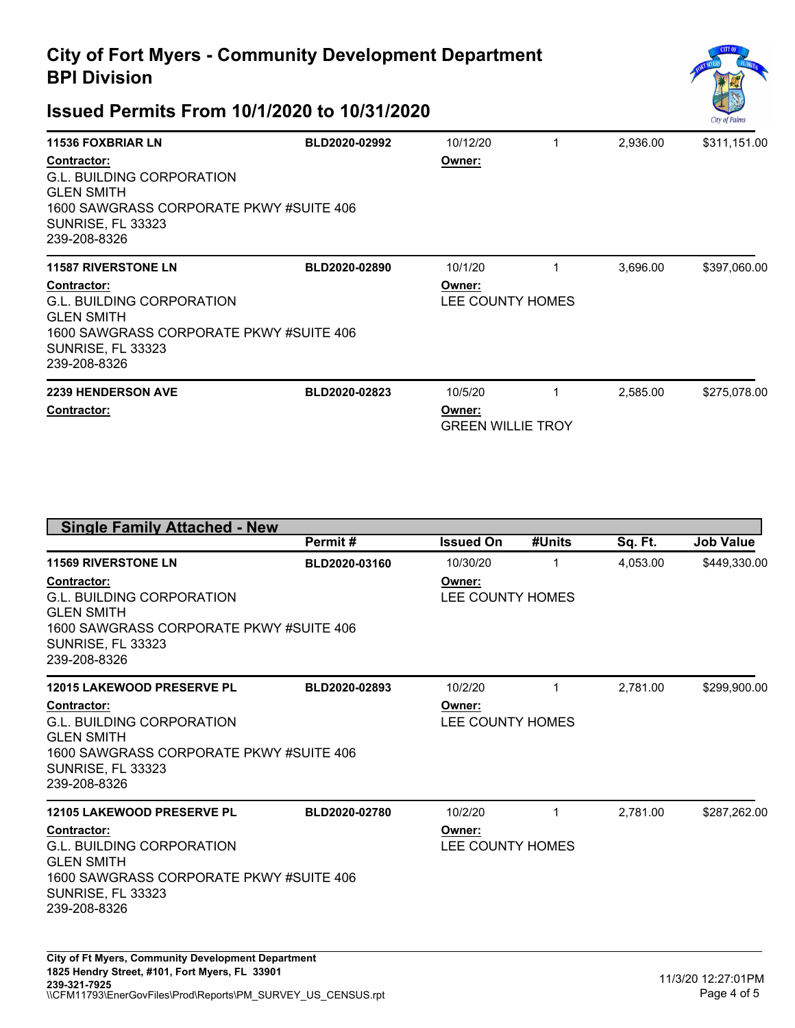# City of Fort Myers - Community Development Department
# BPI Division

## Issued Permits From 10/1/2020 to 10/31/2020

| | Permit # | Issued On | #Units | Sq. Ft. | Job Value |
|---|---|---|---|---|---|
| **11536 FOXBRIAR LN** | BLD2020-02992 | 10/12/20 | 1 | 2,936.00 | $311,151.00 |
| **Contractor:** G.L. BUILDING CORPORATION, GLEN SMITH, 1600 SAWGRASS CORPORATE PKWY #SUITE 406, SUNRISE, FL 33323, 239-208-8326 | | **Owner:** | | | |
| **11587 RIVERSTONE LN** | BLD2020-02890 | 10/1/20 | 1 | 3,696.00 | $397,060.00 |
| **Contractor:** G.L. BUILDING CORPORATION, GLEN SMITH, 1600 SAWGRASS CORPORATE PKWY #SUITE 406, SUNRISE, FL 33323, 239-208-8326 | | **Owner:** LEE COUNTY HOMES | | | |
| **2239 HENDERSON AVE** | BLD2020-02823 | 10/5/20 | 1 | 2,585.00 | $275,078.00 |
| **Contractor:** | | **Owner:** GREEN WILLIE TROY | | | |

### Single Family Attached - New

| | Permit # | Issued On | #Units | Sq. Ft. | Job Value |
|---|---|---|---|---|---|
| **11569 RIVERSTONE LN** | BLD2020-03160 | 10/30/20 | 1 | 4,053.00 | $449,330.00 |
| **Contractor:** G.L. BUILDING CORPORATION, GLEN SMITH, 1600 SAWGRASS CORPORATE PKWY #SUITE 406, SUNRISE, FL 33323, 239-208-8326 | | **Owner:** LEE COUNTY HOMES | | | |
| **12015 LAKEWOOD PRESERVE PL** | BLD2020-02893 | 10/2/20 | 1 | 2,781.00 | $299,900.00 |
| **Contractor:** G.L. BUILDING CORPORATION, GLEN SMITH, 1600 SAWGRASS CORPORATE PKWY #SUITE 406, SUNRISE, FL 33323, 239-208-8326 | | **Owner:** LEE COUNTY HOMES | | | |
| **12105 LAKEWOOD PRESERVE PL** | BLD2020-02780 | 10/2/20 | 1 | 2,781.00 | $287,262.00 |
| **Contractor:** G.L. BUILDING CORPORATION, GLEN SMITH, 1600 SAWGRASS CORPORATE PKWY #SUITE 406, SUNRISE, FL 33323, 239-208-8326 | | **Owner:** LEE COUNTY HOMES | | | |

**City of Ft Myers, Community Development Department**
**1825 Hendry Street, #101, Fort Myers, FL 33901**
**239-321-7925**
\\CFM11793\EnerGovFiles\Prod\Reports\PM_SURVEY_US_CENSUS.rpt

11/3/20 12:27:01PM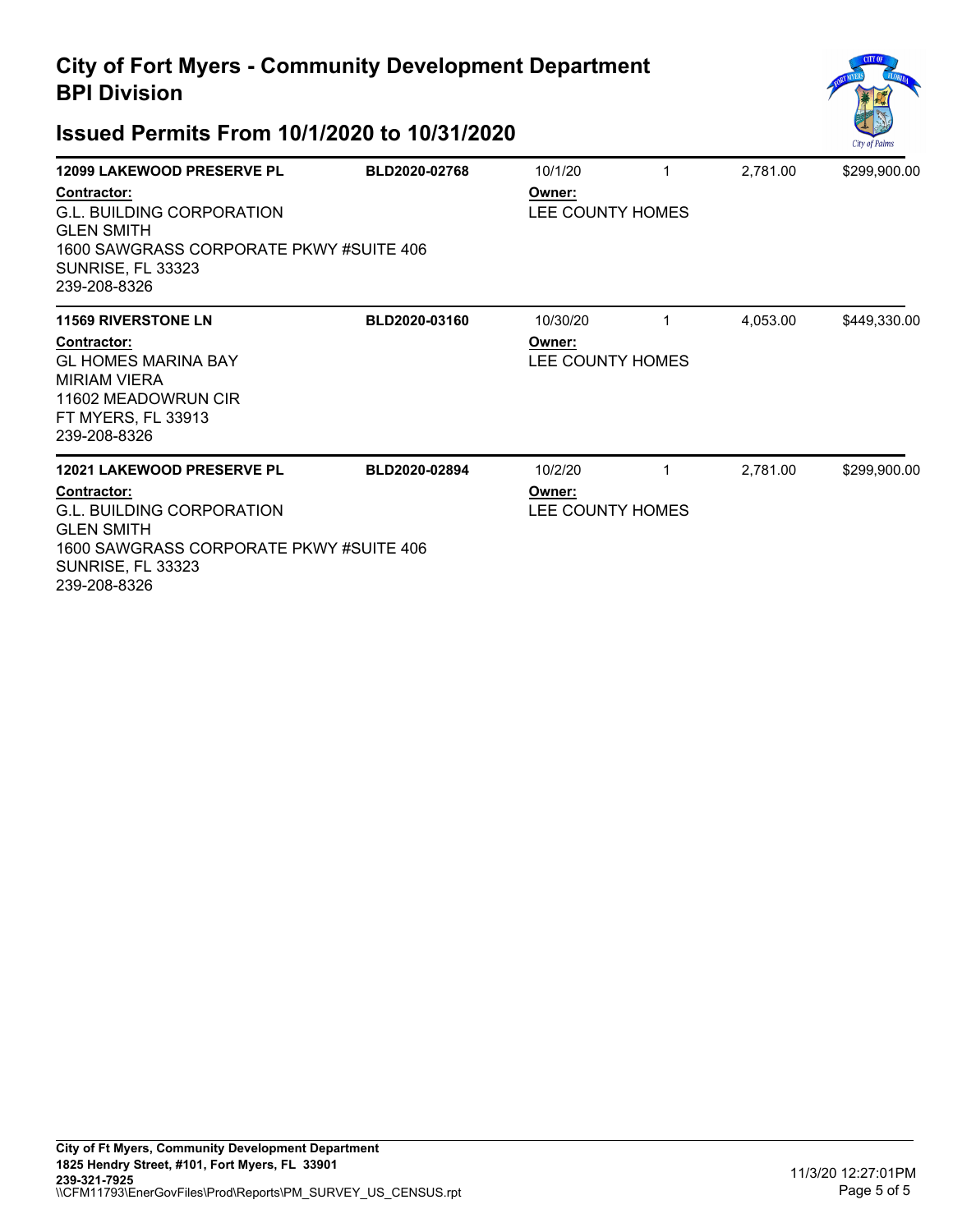# City of Fort Myers - Community Development Department
## BPI Division

## Issued Permits From 10/1/2020 to 10/31/2020

**12099 LAKEWOOD PRESERVE PL** | **BLD2020-02768** | 10/1/20 | 1 | 2,781.00 | $299,900.00

**Contractor:**
G.L. BUILDING CORPORATION
GLEN SMITH
1600 SAWGRASS CORPORATE PKWY #SUITE 406
SUNRISE, FL 33323
239-208-8326

**Owner:**
LEE COUNTY HOMES

---

**11569 RIVERSTONE LN** | **BLD2020-03160** | 10/30/20 | 1 | 4,053.00 | $449,330.00

**Contractor:**
GL HOMES MARINA BAY
MIRIAM VIERA
11602 MEADOWRUN CIR
FT MYERS, FL 33913
239-208-8326

**Owner:**
LEE COUNTY HOMES

---

**12021 LAKEWOOD PRESERVE PL** | **BLD2020-02894** | 10/2/20 | 1 | 2,781.00 | $299,900.00

**Contractor:**
G.L. BUILDING CORPORATION
GLEN SMITH
1600 SAWGRASS CORPORATE PKWY #SUITE 406
SUNRISE, FL 33323
239-208-8326

**Owner:**
LEE COUNTY HOMES

---

**City of Ft Myers, Community Development Department**
**1825 Hendry Street, #101, Fort Myers, FL 33901**
**239-321-7925**
\\CFM11793\EnerGovFiles\Prod\Reports\PM_SURVEY_US_CENSUS.rpt

11/3/20 12:27:01PM